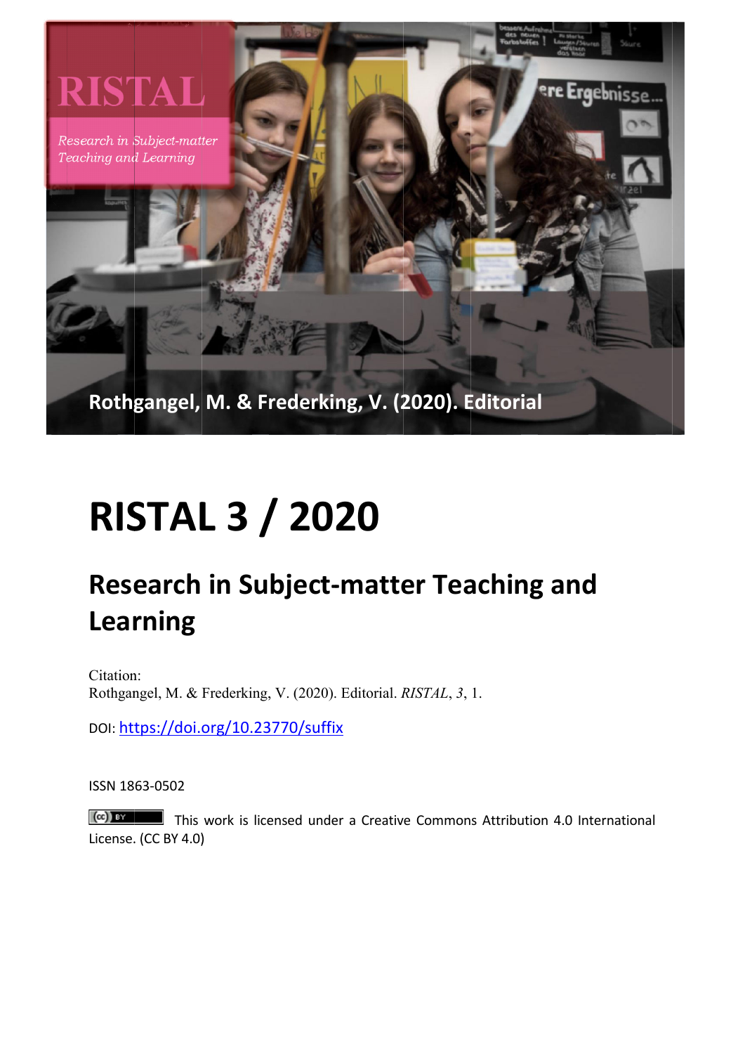RISTAL

*Research in Subject-matter Teaching and Learning*

Rothgangel, M. & Frederking, V. (2020). Editorial

# RISTAL 3 / 2020

## Research in Subject-matter Teaching and Learning

Citation:
Rothgangel, M. & Frederking, V. (2020). Editorial. *RISTAL*, *3*, 1.

DOI: https://doi.org/10.23770/suffix

ISSN 1863-0502

This work is licensed under a Creative Commons Attribution 4.0 International License. (CC BY 4.0)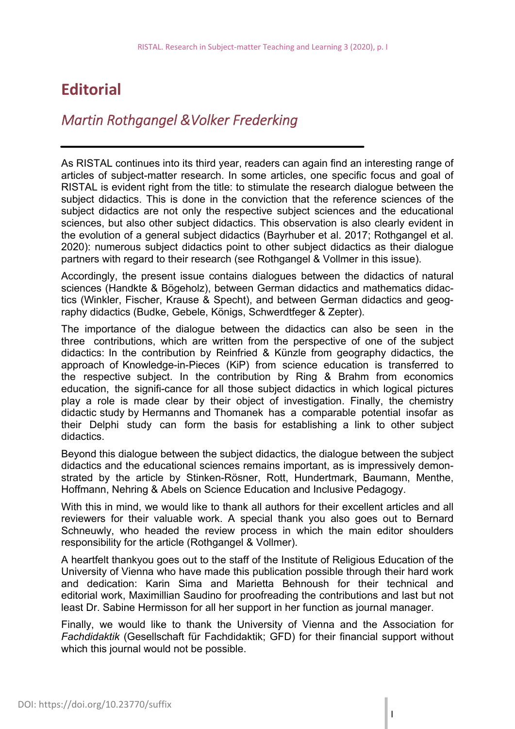# Editorial

## *Martin Rothgangel &Volker Frederking*

As RISTAL continues into its third year, readers can again find an interesting range of articles of subject-matter research. In some articles, one specific focus and goal of RISTAL is evident right from the title: to stimulate the research dialogue between the subject didactics. This is done in the conviction that the reference sciences of the subject didactics are not only the respective subject sciences and the educational sciences, but also other subject didactics. This observation is also clearly evident in the evolution of a general subject didactics (Bayrhuber et al. 2017; Rothgangel et al. 2020): numerous subject didactics point to other subject didactics as their dialogue partners with regard to their research (see Rothgangel & Vollmer in this issue).

Accordingly, the present issue contains dialogues between the didactics of natural sciences (Handkte & Bögeholz), between German didactics and mathematics didactics (Winkler, Fischer, Krause & Specht), and between German didactics and geography didactics (Budke, Gebele, Königs, Schwerdtfeger & Zepter).

The importance of the dialogue between the didactics can also be seen in the three contributions, which are written from the perspective of one of the subject didactics: In the contribution by Reinfried & Künzle from geography didactics, the approach of Knowledge-in-Pieces (KiP) from science education is transferred to the respective subject. In the contribution by Ring & Brahm from economics education, the signifi-cance for all those subject didactics in which logical pictures play a role is made clear by their object of investigation. Finally, the chemistry didactic study by Hermanns and Thomanek has a comparable potential insofar as their Delphi study can form the basis for establishing a link to other subject didactics.

Beyond this dialogue between the subject didactics, the dialogue between the subject didactics and the educational sciences remains important, as is impressively demonstrated by the article by Stinken-Rösner, Rott, Hundertmark, Baumann, Menthe, Hoffmann, Nehring & Abels on Science Education and Inclusive Pedagogy.

With this in mind, we would like to thank all authors for their excellent articles and all reviewers for their valuable work. A special thank you also goes out to Bernard Schneuwly, who headed the review process in which the main editor shoulders responsibility for the article (Rothgangel & Vollmer).

A heartfelt thankyou goes out to the staff of the Institute of Religious Education of the University of Vienna who have made this publication possible through their hard work and dedication: Karin Sima and Marietta Behnoush for their technical and editorial work, Maximillian Saudino for proofreading the contributions and last but not least Dr. Sabine Hermisson for all her support in her function as journal manager.

Finally, we would like to thank the University of Vienna and the Association for *Fachdidaktik* (Gesellschaft für Fachdidaktik; GFD) for their financial support without which this journal would not be possible.

DOI: https://doi.org/10.23770/suffix